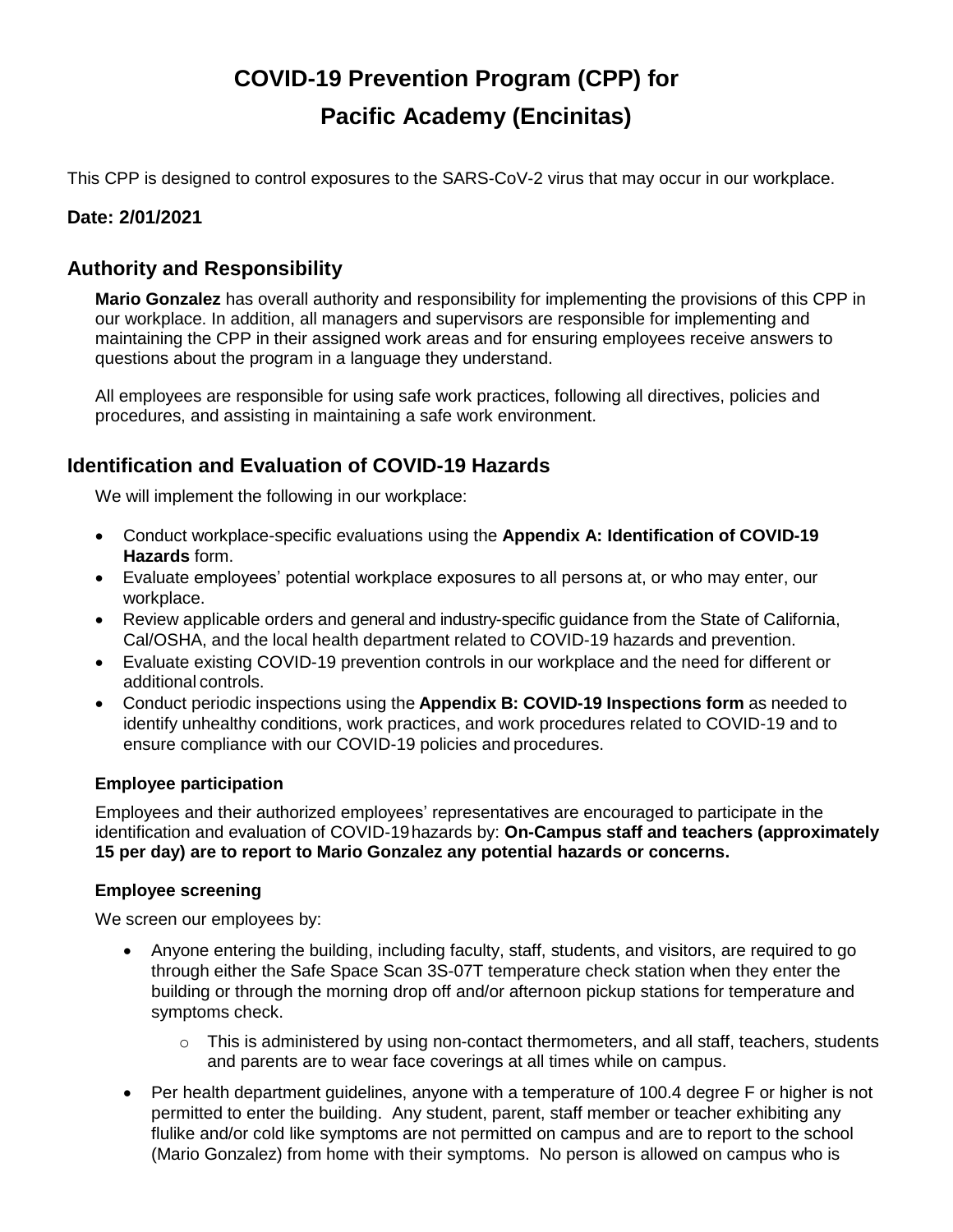# COVID-19 Prevention Program (CPP) for Pacific Academy (Encinitas)

This CPP is designed to control exposures to the SARS-CoV-2 virus that may occur in our workplace.

**Date: 2/01/2021**

## Authority and Responsibility

**Mario Gonzalez** has overall authority and responsibility for implementing the provisions of this CPP in our workplace. In addition, all managers and supervisors are responsible for implementing and maintaining the CPP in their assigned work areas and for ensuring employees receive answers to questions about the program in a language they understand.

All employees are responsible for using safe work practices, following all directives, policies and procedures, and assisting in maintaining a safe work environment.

## Identification and Evaluation of COVID-19 Hazards

We will implement the following in our workplace:

- Conduct workplace-specific evaluations using the **Appendix A: Identification of COVID-19 Hazards** form.
- Evaluate employees' potential workplace exposures to all persons at, or who may enter, our workplace.
- Review applicable orders and general and industry-specific guidance from the State of California, Cal/OSHA, and the local health department related to COVID-19 hazards and prevention.
- Evaluate existing COVID-19 prevention controls in our workplace and the need for different or additional controls.
- Conduct periodic inspections using the **Appendix B: COVID-19 Inspections form** as needed to identify unhealthy conditions, work practices, and work procedures related to COVID-19 and to ensure compliance with our COVID-19 policies and procedures.

### Employee participation

Employees and their authorized employees' representatives are encouraged to participate in the identification and evaluation of COVID-19 hazards by: **On-Campus staff and teachers (approximately 15 per day) are to report to Mario Gonzalez any potential hazards or concerns.**

### Employee screening

We screen our employees by:

- Anyone entering the building, including faculty, staff, students, and visitors, are required to go through either the Safe Space Scan 3S-07T temperature check station when they enter the building or through the morning drop off and/or afternoon pickup stations for temperature and symptoms check.
  - This is administered by using non-contact thermometers, and all staff, teachers, students and parents are to wear face coverings at all times while on campus.
- Per health department guidelines, anyone with a temperature of 100.4 degree F or higher is not permitted to enter the building. Any student, parent, staff member or teacher exhibiting any flulike and/or cold like symptoms are not permitted on campus and are to report to the school (Mario Gonzalez) from home with their symptoms. No person is allowed on campus who is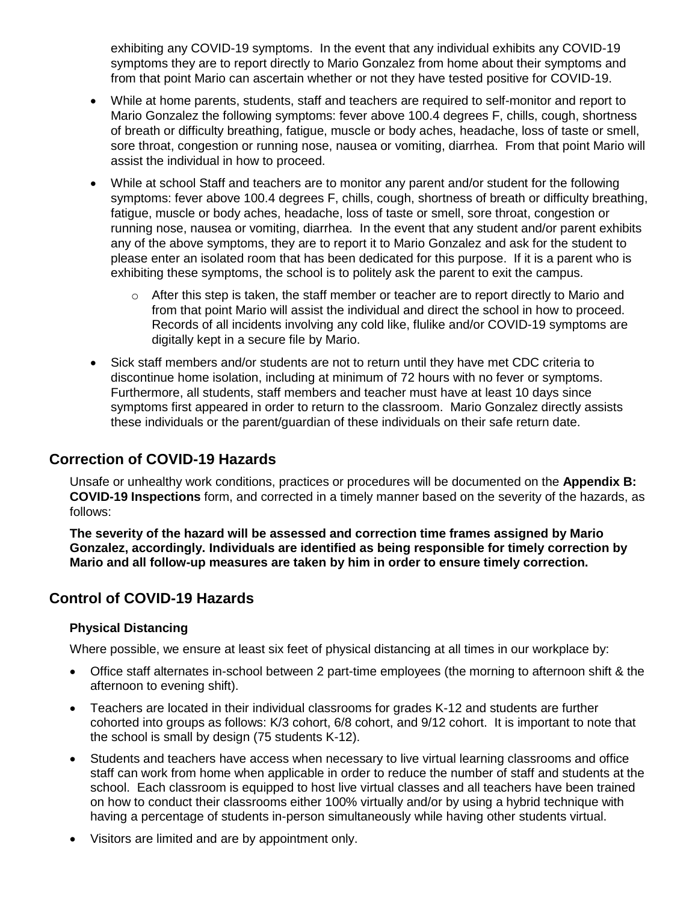exhibiting any COVID-19 symptoms. In the event that any individual exhibits any COVID-19 symptoms they are to report directly to Mario Gonzalez from home about their symptoms and from that point Mario can ascertain whether or not they have tested positive for COVID-19.

- While at home parents, students, staff and teachers are required to self-monitor and report to Mario Gonzalez the following symptoms: fever above 100.4 degrees F, chills, cough, shortness of breath or difficulty breathing, fatigue, muscle or body aches, headache, loss of taste or smell, sore throat, congestion or running nose, nausea or vomiting, diarrhea. From that point Mario will assist the individual in how to proceed.
- While at school Staff and teachers are to monitor any parent and/or student for the following symptoms: fever above 100.4 degrees F, chills, cough, shortness of breath or difficulty breathing, fatigue, muscle or body aches, headache, loss of taste or smell, sore throat, congestion or running nose, nausea or vomiting, diarrhea. In the event that any student and/or parent exhibits any of the above symptoms, they are to report it to Mario Gonzalez and ask for the student to please enter an isolated room that has been dedicated for this purpose. If it is a parent who is exhibiting these symptoms, the school is to politely ask the parent to exit the campus.
  - After this step is taken, the staff member or teacher are to report directly to Mario and from that point Mario will assist the individual and direct the school in how to proceed. Records of all incidents involving any cold like, flulike and/or COVID-19 symptoms are digitally kept in a secure file by Mario.
- Sick staff members and/or students are not to return until they have met CDC criteria to discontinue home isolation, including at minimum of 72 hours with no fever or symptoms. Furthermore, all students, staff members and teacher must have at least 10 days since symptoms first appeared in order to return to the classroom. Mario Gonzalez directly assists these individuals or the parent/guardian of these individuals on their safe return date.

## Correction of COVID-19 Hazards

Unsafe or unhealthy work conditions, practices or procedures will be documented on the **Appendix B: COVID-19 Inspections** form, and corrected in a timely manner based on the severity of the hazards, as follows:

**The severity of the hazard will be assessed and correction time frames assigned by Mario Gonzalez, accordingly. Individuals are identified as being responsible for timely correction by Mario and all follow-up measures are taken by him in order to ensure timely correction.**

## Control of COVID-19 Hazards

### Physical Distancing

Where possible, we ensure at least six feet of physical distancing at all times in our workplace by:

- Office staff alternates in-school between 2 part-time employees (the morning to afternoon shift & the afternoon to evening shift).
- Teachers are located in their individual classrooms for grades K-12 and students are further cohorted into groups as follows: K/3 cohort, 6/8 cohort, and 9/12 cohort. It is important to note that the school is small by design (75 students K-12).
- Students and teachers have access when necessary to live virtual learning classrooms and office staff can work from home when applicable in order to reduce the number of staff and students at the school. Each classroom is equipped to host live virtual classes and all teachers have been trained on how to conduct their classrooms either 100% virtually and/or by using a hybrid technique with having a percentage of students in-person simultaneously while having other students virtual.
- Visitors are limited and are by appointment only.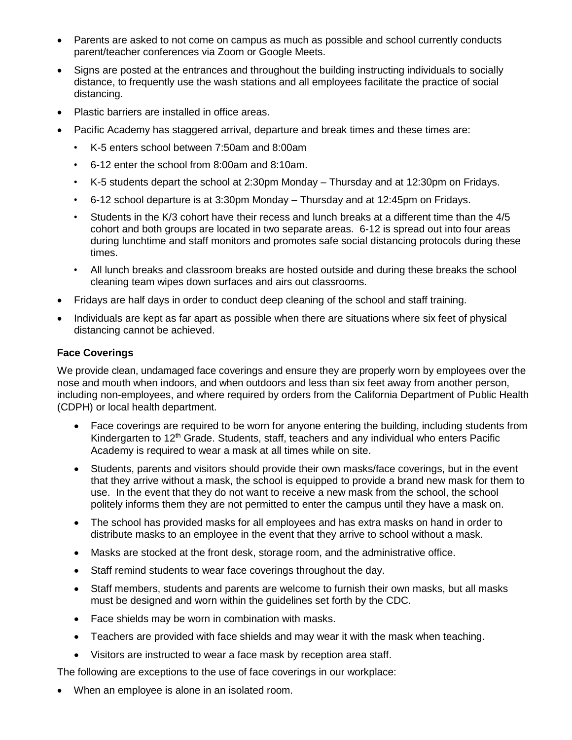- Parents are asked to not come on campus as much as possible and school currently conducts parent/teacher conferences via Zoom or Google Meets.
- Signs are posted at the entrances and throughout the building instructing individuals to socially distance, to frequently use the wash stations and all employees facilitate the practice of social distancing.
- Plastic barriers are installed in office areas.
- Pacific Academy has staggered arrival, departure and break times and these times are:
  - K-5 enters school between 7:50am and 8:00am
  - 6-12 enter the school from 8:00am and 8:10am.
  - K-5 students depart the school at 2:30pm Monday – Thursday and at 12:30pm on Fridays.
  - 6-12 school departure is at 3:30pm Monday – Thursday and at 12:45pm on Fridays.
  - Students in the K/3 cohort have their recess and lunch breaks at a different time than the 4/5 cohort and both groups are located in two separate areas. 6-12 is spread out into four areas during lunchtime and staff monitors and promotes safe social distancing protocols during these times.
  - All lunch breaks and classroom breaks are hosted outside and during these breaks the school cleaning team wipes down surfaces and airs out classrooms.
- Fridays are half days in order to conduct deep cleaning of the school and staff training.
- Individuals are kept as far apart as possible when there are situations where six feet of physical distancing cannot be achieved.

**Face Coverings**

We provide clean, undamaged face coverings and ensure they are properly worn by employees over the nose and mouth when indoors, and when outdoors and less than six feet away from another person, including non-employees, and where required by orders from the California Department of Public Health (CDPH) or local health department.

- Face coverings are required to be worn for anyone entering the building, including students from Kindergarten to 12th Grade. Students, staff, teachers and any individual who enters Pacific Academy is required to wear a mask at all times while on site.
- Students, parents and visitors should provide their own masks/face coverings, but in the event that they arrive without a mask, the school is equipped to provide a brand new mask for them to use. In the event that they do not want to receive a new mask from the school, the school politely informs them they are not permitted to enter the campus until they have a mask on.
- The school has provided masks for all employees and has extra masks on hand in order to distribute masks to an employee in the event that they arrive to school without a mask.
- Masks are stocked at the front desk, storage room, and the administrative office.
- Staff remind students to wear face coverings throughout the day.
- Staff members, students and parents are welcome to furnish their own masks, but all masks must be designed and worn within the guidelines set forth by the CDC.
- Face shields may be worn in combination with masks.
- Teachers are provided with face shields and may wear it with the mask when teaching.
- Visitors are instructed to wear a face mask by reception area staff.

The following are exceptions to the use of face coverings in our workplace:

- When an employee is alone in an isolated room.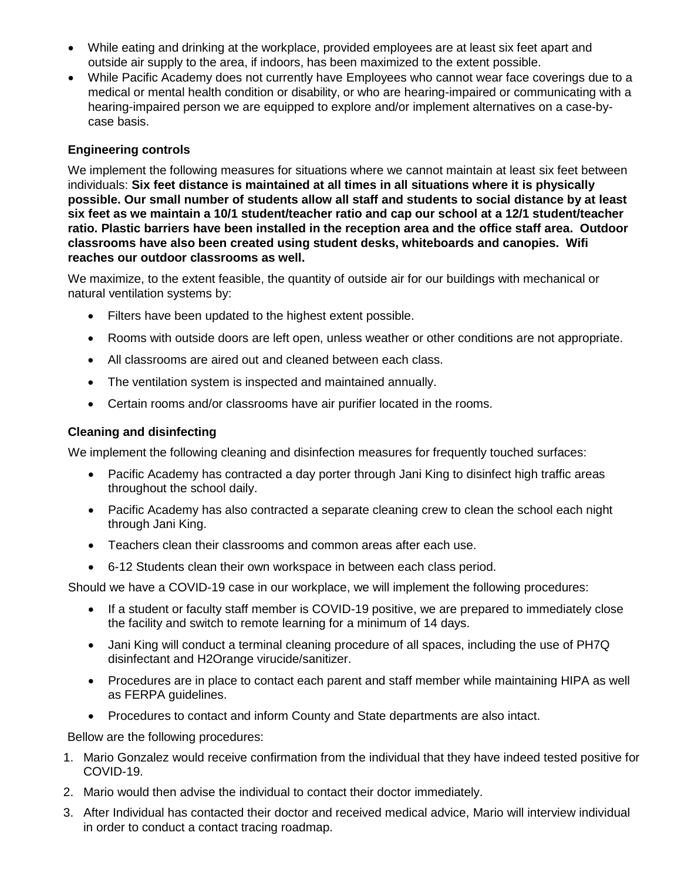- While eating and drinking at the workplace, provided employees are at least six feet apart and outside air supply to the area, if indoors, has been maximized to the extent possible.
- While Pacific Academy does not currently have Employees who cannot wear face coverings due to a medical or mental health condition or disability, or who are hearing-impaired or communicating with a hearing-impaired person we are equipped to explore and/or implement alternatives on a case-by-case basis.

### Engineering controls

We implement the following measures for situations where we cannot maintain at least six feet between individuals: **Six feet distance is maintained at all times in all situations where it is physically possible. Our small number of students allow all staff and students to social distance by at least six feet as we maintain a 10/1 student/teacher ratio and cap our school at a 12/1 student/teacher ratio. Plastic barriers have been installed in the reception area and the office staff area. Outdoor classrooms have also been created using student desks, whiteboards and canopies. Wifi reaches our outdoor classrooms as well.**

We maximize, to the extent feasible, the quantity of outside air for our buildings with mechanical or natural ventilation systems by:

- Filters have been updated to the highest extent possible.
- Rooms with outside doors are left open, unless weather or other conditions are not appropriate.
- All classrooms are aired out and cleaned between each class.
- The ventilation system is inspected and maintained annually.
- Certain rooms and/or classrooms have air purifier located in the rooms.

### Cleaning and disinfecting

We implement the following cleaning and disinfection measures for frequently touched surfaces:

- Pacific Academy has contracted a day porter through Jani King to disinfect high traffic areas throughout the school daily.
- Pacific Academy has also contracted a separate cleaning crew to clean the school each night through Jani King.
- Teachers clean their classrooms and common areas after each use.
- 6-12 Students clean their own workspace in between each class period.

Should we have a COVID-19 case in our workplace, we will implement the following procedures:

- If a student or faculty staff member is COVID-19 positive, we are prepared to immediately close the facility and switch to remote learning for a minimum of 14 days.
- Jani King will conduct a terminal cleaning procedure of all spaces, including the use of PH7Q disinfectant and H2Orange virucide/sanitizer.
- Procedures are in place to contact each parent and staff member while maintaining HIPA as well as FERPA guidelines.
- Procedures to contact and inform County and State departments are also intact.

Bellow are the following procedures:

1. Mario Gonzalez would receive confirmation from the individual that they have indeed tested positive for COVID-19.
2. Mario would then advise the individual to contact their doctor immediately.
3. After Individual has contacted their doctor and received medical advice, Mario will interview individual in order to conduct a contact tracing roadmap.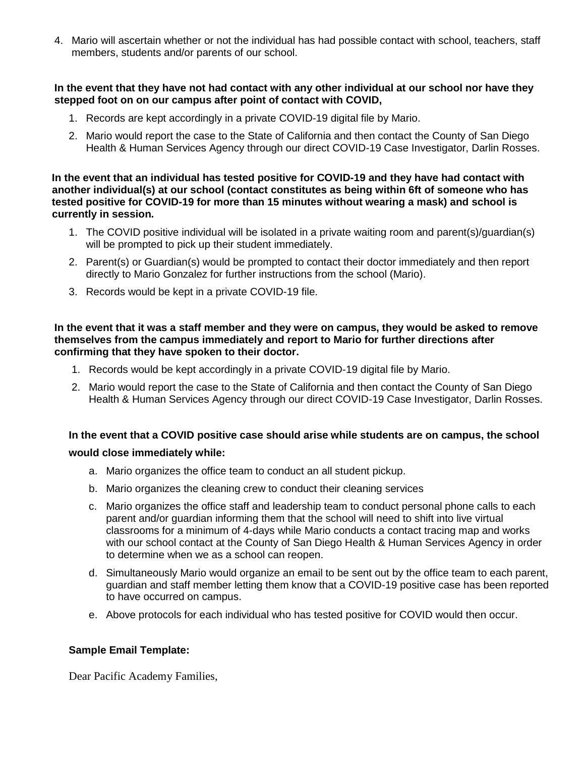4. Mario will ascertain whether or not the individual has had possible contact with school, teachers, staff members, students and/or parents of our school.

**In the event that they have not had contact with any other individual at our school nor have they stepped foot on on our campus after point of contact with COVID,**

1. Records are kept accordingly in a private COVID-19 digital file by Mario.
2. Mario would report the case to the State of California and then contact the County of San Diego Health & Human Services Agency through our direct COVID-19 Case Investigator, Darlin Rosses.

**In the event that an individual has tested positive for COVID-19 and they have had contact with another individual(s) at our school (contact constitutes as being within 6ft of someone who has tested positive for COVID-19 for more than 15 minutes without wearing a mask) and school is currently in session.**

1. The COVID positive individual will be isolated in a private waiting room and parent(s)/guardian(s) will be prompted to pick up their student immediately.
2. Parent(s) or Guardian(s) would be prompted to contact their doctor immediately and then report directly to Mario Gonzalez for further instructions from the school (Mario).
3. Records would be kept in a private COVID-19 file.

**In the event that it was a staff member and they were on campus, they would be asked to remove themselves from the campus immediately and report to Mario for further directions after confirming that they have spoken to their doctor.**

1. Records would be kept accordingly in a private COVID-19 digital file by Mario.
2. Mario would report the case to the State of California and then contact the County of San Diego Health & Human Services Agency through our direct COVID-19 Case Investigator, Darlin Rosses.

**In the event that a COVID positive case should arise while students are on campus, the school would close immediately while:**

a. Mario organizes the office team to conduct an all student pickup.

b. Mario organizes the cleaning crew to conduct their cleaning services

c. Mario organizes the office staff and leadership team to conduct personal phone calls to each parent and/or guardian informing them that the school will need to shift into live virtual classrooms for a minimum of 4-days while Mario conducts a contact tracing map and works with our school contact at the County of San Diego Health & Human Services Agency in order to determine when we as a school can reopen.

d. Simultaneously Mario would organize an email to be sent out by the office team to each parent, guardian and staff member letting them know that a COVID-19 positive case has been reported to have occurred on campus.

e. Above protocols for each individual who has tested positive for COVID would then occur.

**Sample Email Template:**

Dear Pacific Academy Families,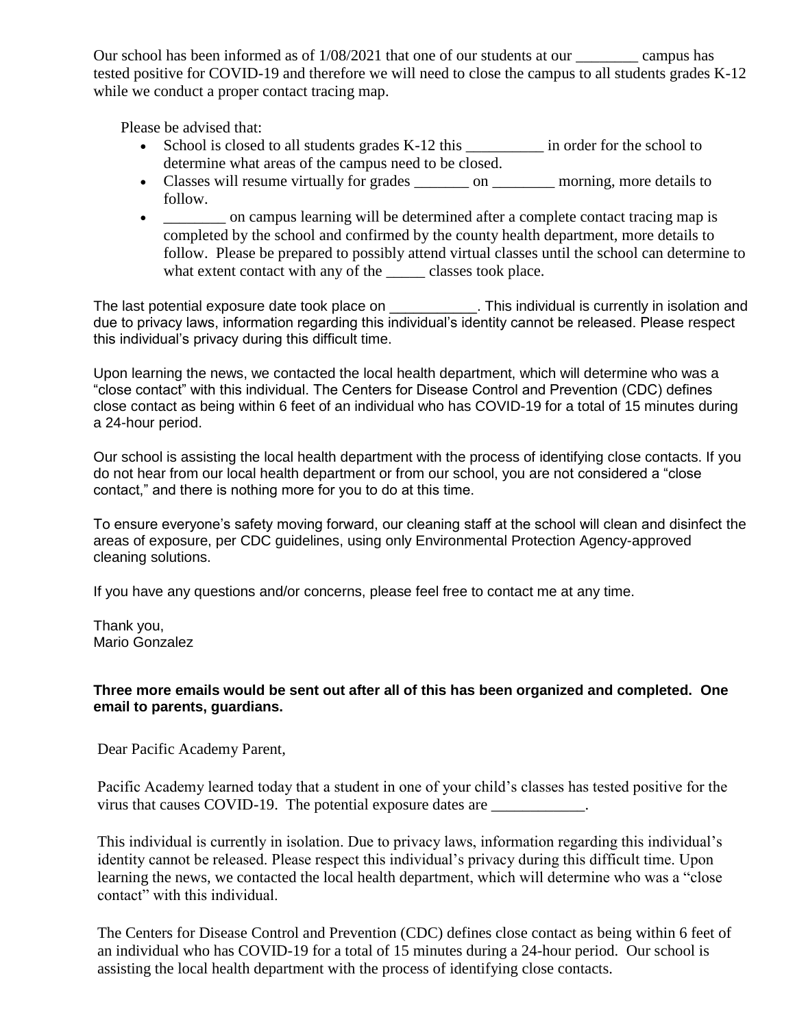Our school has been informed as of 1/08/2021 that one of our students at our ________ campus has tested positive for COVID-19 and therefore we will need to close the campus to all students grades K-12 while we conduct a proper contact tracing map.

Please be advised that:

- School is closed to all students grades K-12 this __________ in order for the school to determine what areas of the campus need to be closed.
- Classes will resume virtually for grades _______ on ________ morning, more details to follow.
- ________ on campus learning will be determined after a complete contact tracing map is completed by the school and confirmed by the county health department, more details to follow. Please be prepared to possibly attend virtual classes until the school can determine to what extent contact with any of the _____ classes took place.

The last potential exposure date took place on ___________. This individual is currently in isolation and due to privacy laws, information regarding this individual's identity cannot be released. Please respect this individual's privacy during this difficult time.

Upon learning the news, we contacted the local health department, which will determine who was a "close contact" with this individual. The Centers for Disease Control and Prevention (CDC) defines close contact as being within 6 feet of an individual who has COVID-19 for a total of 15 minutes during a 24-hour period.

Our school is assisting the local health department with the process of identifying close contacts. If you do not hear from our local health department or from our school, you are not considered a "close contact," and there is nothing more for you to do at this time.

To ensure everyone's safety moving forward, our cleaning staff at the school will clean and disinfect the areas of exposure, per CDC guidelines, using only Environmental Protection Agency-approved cleaning solutions.

If you have any questions and/or concerns, please feel free to contact me at any time.

Thank you,
Mario Gonzalez

**Three more emails would be sent out after all of this has been organized and completed. One email to parents, guardians.**

Dear Pacific Academy Parent,

Pacific Academy learned today that a student in one of your child's classes has tested positive for the virus that causes COVID-19. The potential exposure dates are ____________.

This individual is currently in isolation. Due to privacy laws, information regarding this individual's identity cannot be released. Please respect this individual's privacy during this difficult time. Upon learning the news, we contacted the local health department, which will determine who was a "close contact" with this individual.

The Centers for Disease Control and Prevention (CDC) defines close contact as being within 6 feet of an individual who has COVID-19 for a total of 15 minutes during a 24-hour period. Our school is assisting the local health department with the process of identifying close contacts.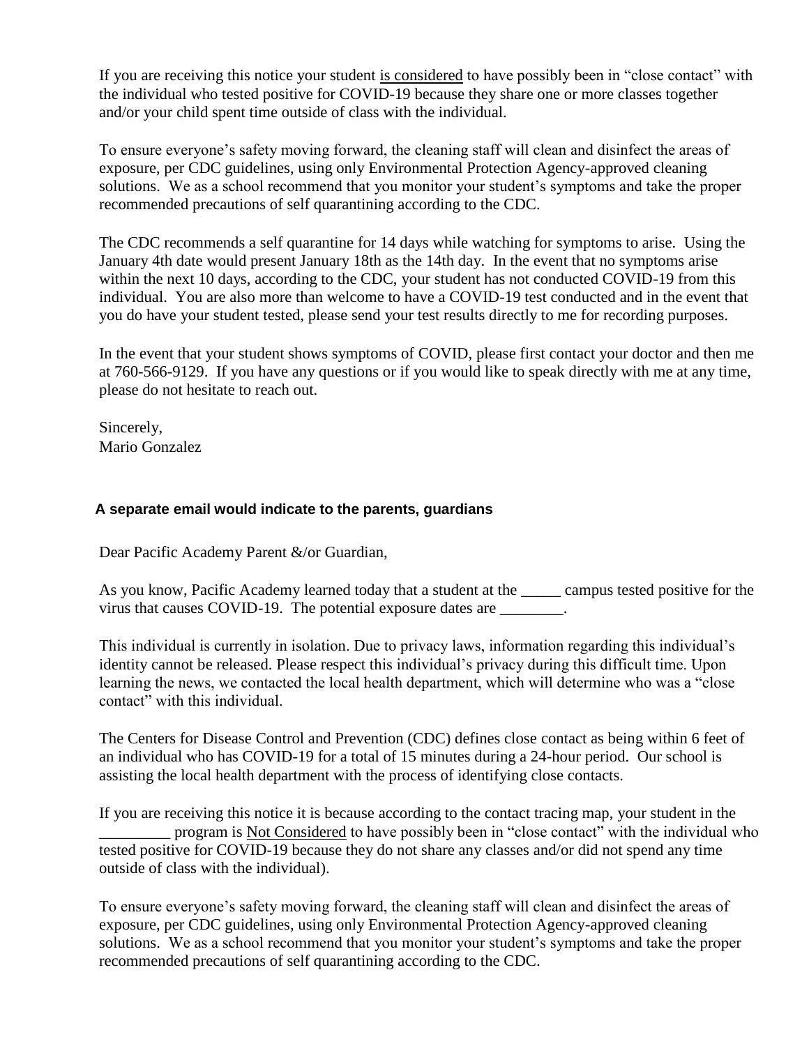If you are receiving this notice your student <u>is considered</u> to have possibly been in "close contact" with the individual who tested positive for COVID-19 because they share one or more classes together and/or your child spent time outside of class with the individual.

To ensure everyone's safety moving forward, the cleaning staff will clean and disinfect the areas of exposure, per CDC guidelines, using only Environmental Protection Agency-approved cleaning solutions. We as a school recommend that you monitor your student's symptoms and take the proper recommended precautions of self quarantining according to the CDC.

The CDC recommends a self quarantine for 14 days while watching for symptoms to arise. Using the January 4th date would present January 18th as the 14th day. In the event that no symptoms arise within the next 10 days, according to the CDC, your student has not conducted COVID-19 from this individual. You are also more than welcome to have a COVID-19 test conducted and in the event that you do have your student tested, please send your test results directly to me for recording purposes.

In the event that your student shows symptoms of COVID, please first contact your doctor and then me at 760-566-9129. If you have any questions or if you would like to speak directly with me at any time, please do not hesitate to reach out.

Sincerely,
Mario Gonzalez

**A separate email would indicate to the parents, guardians**

Dear Pacific Academy Parent &/or Guardian,

As you know, Pacific Academy learned today that a student at the _____ campus tested positive for the virus that causes COVID-19. The potential exposure dates are ________.

This individual is currently in isolation. Due to privacy laws, information regarding this individual's identity cannot be released. Please respect this individual's privacy during this difficult time. Upon learning the news, we contacted the local health department, which will determine who was a "close contact" with this individual.

The Centers for Disease Control and Prevention (CDC) defines close contact as being within 6 feet of an individual who has COVID-19 for a total of 15 minutes during a 24-hour period. Our school is assisting the local health department with the process of identifying close contacts.

If you are receiving this notice it is because according to the contact tracing map, your student in the _________ program is <u>Not Considered</u> to have possibly been in "close contact" with the individual who tested positive for COVID-19 because they do not share any classes and/or did not spend any time outside of class with the individual).

To ensure everyone's safety moving forward, the cleaning staff will clean and disinfect the areas of exposure, per CDC guidelines, using only Environmental Protection Agency-approved cleaning solutions. We as a school recommend that you monitor your student's symptoms and take the proper recommended precautions of self quarantining according to the CDC.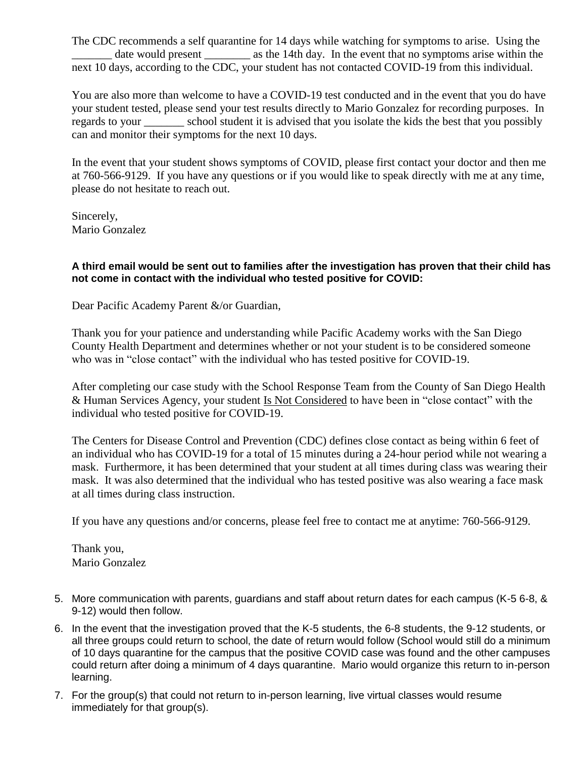The CDC recommends a self quarantine for 14 days while watching for symptoms to arise. Using the _______ date would present ________ as the 14th day. In the event that no symptoms arise within the next 10 days, according to the CDC, your student has not contacted COVID-19 from this individual.

You are also more than welcome to have a COVID-19 test conducted and in the event that you do have your student tested, please send your test results directly to Mario Gonzalez for recording purposes. In regards to your _______ school student it is advised that you isolate the kids the best that you possibly can and monitor their symptoms for the next 10 days.

In the event that your student shows symptoms of COVID, please first contact your doctor and then me at 760-566-9129. If you have any questions or if you would like to speak directly with me at any time, please do not hesitate to reach out.

Sincerely,
Mario Gonzalez

**A third email would be sent out to families after the investigation has proven that their child has not come in contact with the individual who tested positive for COVID:**

Dear Pacific Academy Parent &/or Guardian,

Thank you for your patience and understanding while Pacific Academy works with the San Diego County Health Department and determines whether or not your student is to be considered someone who was in "close contact" with the individual who has tested positive for COVID-19.

After completing our case study with the School Response Team from the County of San Diego Health & Human Services Agency, your student <u>Is Not Considered</u> to have been in "close contact" with the individual who tested positive for COVID-19.

The Centers for Disease Control and Prevention (CDC) defines close contact as being within 6 feet of an individual who has COVID-19 for a total of 15 minutes during a 24-hour period while not wearing a mask. Furthermore, it has been determined that your student at all times during class was wearing their mask. It was also determined that the individual who has tested positive was also wearing a face mask at all times during class instruction.

If you have any questions and/or concerns, please feel free to contact me at anytime: 760-566-9129.

Thank you,
Mario Gonzalez

5. More communication with parents, guardians and staff about return dates for each campus (K-5 6-8, & 9-12) would then follow.
6. In the event that the investigation proved that the K-5 students, the 6-8 students, the 9-12 students, or all three groups could return to school, the date of return would follow (School would still do a minimum of 10 days quarantine for the campus that the positive COVID case was found and the other campuses could return after doing a minimum of 4 days quarantine. Mario would organize this return to in-person learning.
7. For the group(s) that could not return to in-person learning, live virtual classes would resume immediately for that group(s).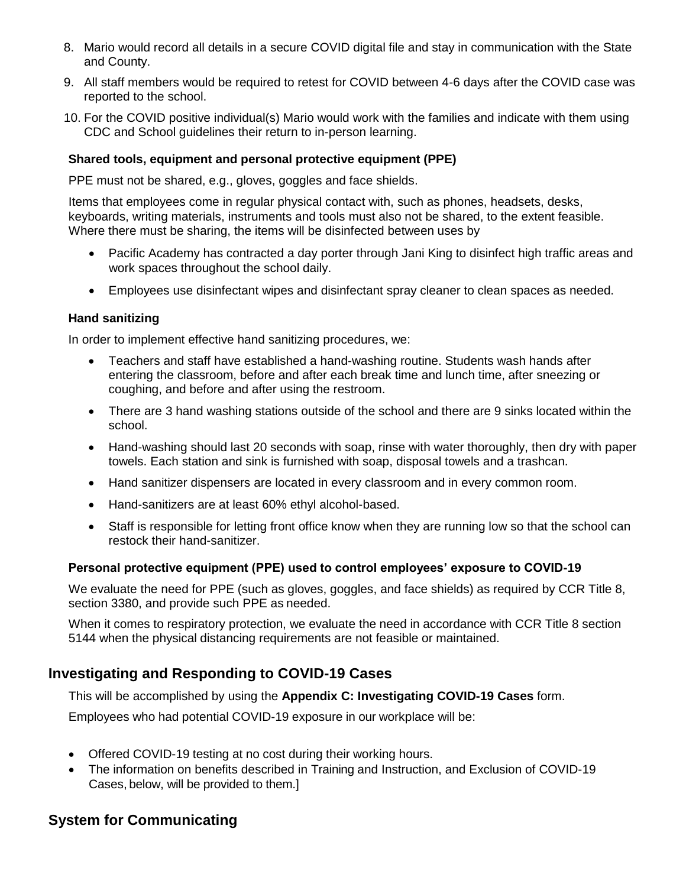8. Mario would record all details in a secure COVID digital file and stay in communication with the State and County.
9. All staff members would be required to retest for COVID between 4-6 days after the COVID case was reported to the school.
10. For the COVID positive individual(s) Mario would work with the families and indicate with them using CDC and School guidelines their return to in-person learning.

### Shared tools, equipment and personal protective equipment (PPE)

PPE must not be shared, e.g., gloves, goggles and face shields.

Items that employees come in regular physical contact with, such as phones, headsets, desks, keyboards, writing materials, instruments and tools must also not be shared, to the extent feasible. Where there must be sharing, the items will be disinfected between uses by

- Pacific Academy has contracted a day porter through Jani King to disinfect high traffic areas and work spaces throughout the school daily.
- Employees use disinfectant wipes and disinfectant spray cleaner to clean spaces as needed.

### Hand sanitizing

In order to implement effective hand sanitizing procedures, we:

- Teachers and staff have established a hand-washing routine. Students wash hands after entering the classroom, before and after each break time and lunch time, after sneezing or coughing, and before and after using the restroom.
- There are 3 hand washing stations outside of the school and there are 9 sinks located within the school.
- Hand-washing should last 20 seconds with soap, rinse with water thoroughly, then dry with paper towels. Each station and sink is furnished with soap, disposal towels and a trashcan.
- Hand sanitizer dispensers are located in every classroom and in every common room.
- Hand-sanitizers are at least 60% ethyl alcohol-based.
- Staff is responsible for letting front office know when they are running low so that the school can restock their hand-sanitizer.

### Personal protective equipment (PPE) used to control employees' exposure to COVID-19

We evaluate the need for PPE (such as gloves, goggles, and face shields) as required by CCR Title 8, section 3380, and provide such PPE as needed.

When it comes to respiratory protection, we evaluate the need in accordance with CCR Title 8 section 5144 when the physical distancing requirements are not feasible or maintained.

## Investigating and Responding to COVID-19 Cases

This will be accomplished by using the **Appendix C: Investigating COVID-19 Cases** form.

Employees who had potential COVID-19 exposure in our workplace will be:

- Offered COVID-19 testing at no cost during their working hours.
- The information on benefits described in Training and Instruction, and Exclusion of COVID-19 Cases, below, will be provided to them.]

## System for Communicating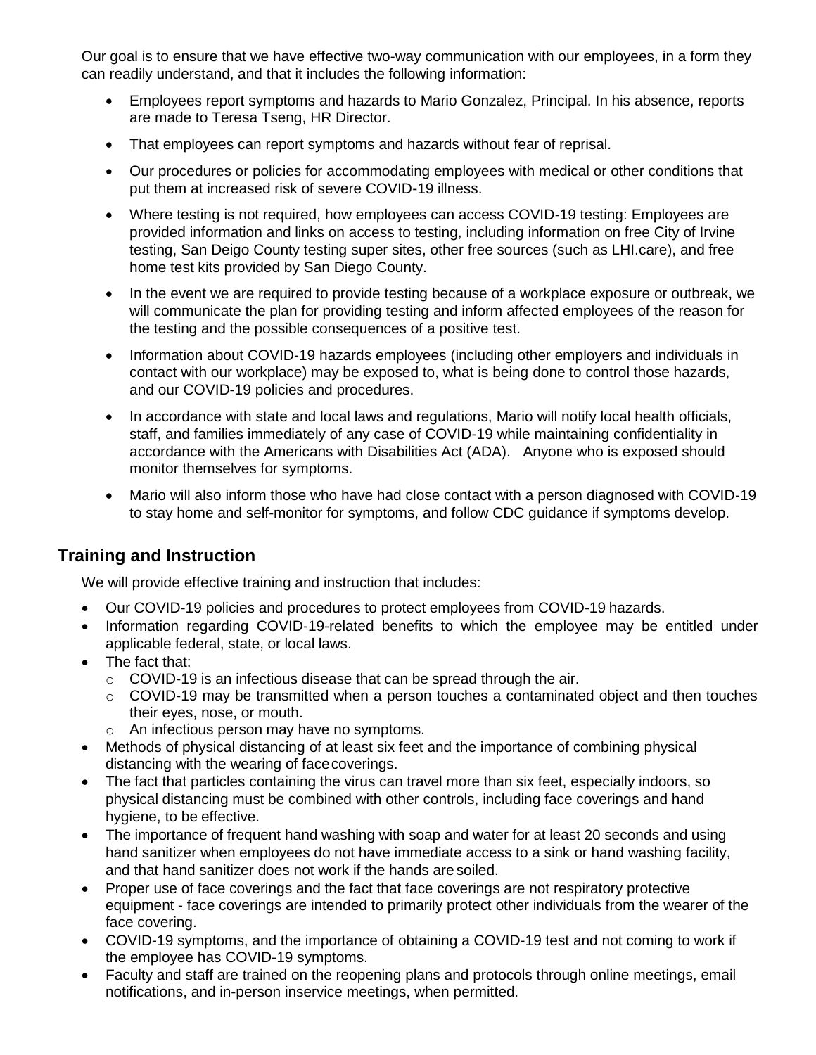Our goal is to ensure that we have effective two-way communication with our employees, in a form they can readily understand, and that it includes the following information:

- Employees report symptoms and hazards to Mario Gonzalez, Principal. In his absence, reports are made to Teresa Tseng, HR Director.
- That employees can report symptoms and hazards without fear of reprisal.
- Our procedures or policies for accommodating employees with medical or other conditions that put them at increased risk of severe COVID-19 illness.
- Where testing is not required, how employees can access COVID-19 testing: Employees are provided information and links on access to testing, including information on free City of Irvine testing, San Deigo County testing super sites, other free sources (such as LHI.care), and free home test kits provided by San Diego County.
- In the event we are required to provide testing because of a workplace exposure or outbreak, we will communicate the plan for providing testing and inform affected employees of the reason for the testing and the possible consequences of a positive test.
- Information about COVID-19 hazards employees (including other employers and individuals in contact with our workplace) may be exposed to, what is being done to control those hazards, and our COVID-19 policies and procedures.
- In accordance with state and local laws and regulations, Mario will notify local health officials, staff, and families immediately of any case of COVID-19 while maintaining confidentiality in accordance with the Americans with Disabilities Act (ADA). Anyone who is exposed should monitor themselves for symptoms.
- Mario will also inform those who have had close contact with a person diagnosed with COVID-19 to stay home and self-monitor for symptoms, and follow CDC guidance if symptoms develop.

## Training and Instruction

We will provide effective training and instruction that includes:

- Our COVID-19 policies and procedures to protect employees from COVID-19 hazards.
- Information regarding COVID-19-related benefits to which the employee may be entitled under applicable federal, state, or local laws.
- The fact that:
  - COVID-19 is an infectious disease that can be spread through the air.
  - COVID-19 may be transmitted when a person touches a contaminated object and then touches their eyes, nose, or mouth.
  - An infectious person may have no symptoms.
- Methods of physical distancing of at least six feet and the importance of combining physical distancing with the wearing of face coverings.
- The fact that particles containing the virus can travel more than six feet, especially indoors, so physical distancing must be combined with other controls, including face coverings and hand hygiene, to be effective.
- The importance of frequent hand washing with soap and water for at least 20 seconds and using hand sanitizer when employees do not have immediate access to a sink or hand washing facility, and that hand sanitizer does not work if the hands are soiled.
- Proper use of face coverings and the fact that face coverings are not respiratory protective equipment - face coverings are intended to primarily protect other individuals from the wearer of the face covering.
- COVID-19 symptoms, and the importance of obtaining a COVID-19 test and not coming to work if the employee has COVID-19 symptoms.
- Faculty and staff are trained on the reopening plans and protocols through online meetings, email notifications, and in-person inservice meetings, when permitted.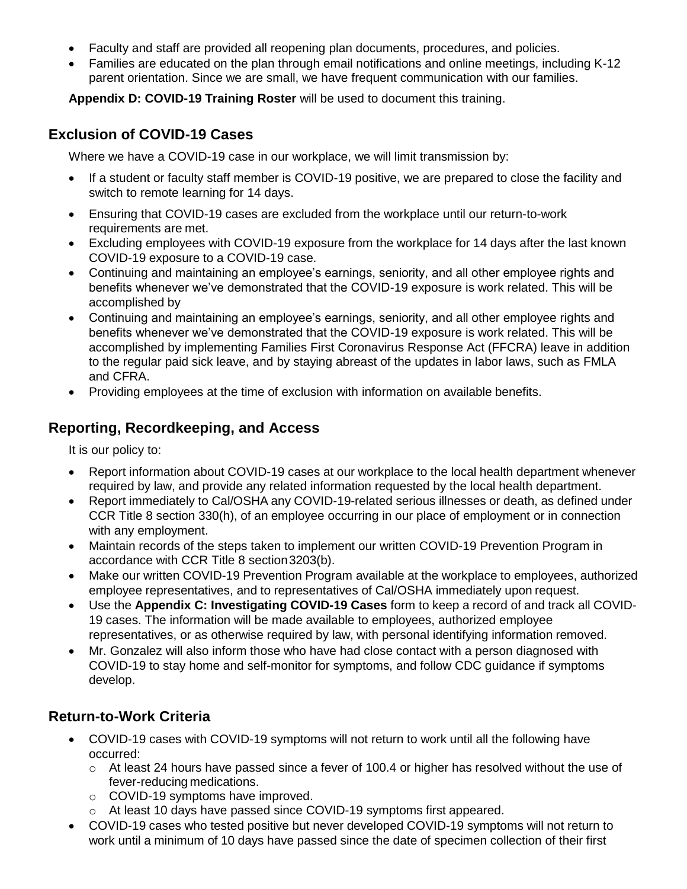- Faculty and staff are provided all reopening plan documents, procedures, and policies.
- Families are educated on the plan through email notifications and online meetings, including K-12 parent orientation. Since we are small, we have frequent communication with our families.

**Appendix D: COVID-19 Training Roster** will be used to document this training.

## Exclusion of COVID-19 Cases

Where we have a COVID-19 case in our workplace, we will limit transmission by:

- If a student or faculty staff member is COVID-19 positive, we are prepared to close the facility and switch to remote learning for 14 days.
- Ensuring that COVID-19 cases are excluded from the workplace until our return-to-work requirements are met.
- Excluding employees with COVID-19 exposure from the workplace for 14 days after the last known COVID-19 exposure to a COVID-19 case.
- Continuing and maintaining an employee's earnings, seniority, and all other employee rights and benefits whenever we've demonstrated that the COVID-19 exposure is work related. This will be accomplished by
- Continuing and maintaining an employee's earnings, seniority, and all other employee rights and benefits whenever we've demonstrated that the COVID-19 exposure is work related. This will be accomplished by implementing Families First Coronavirus Response Act (FFCRA) leave in addition to the regular paid sick leave, and by staying abreast of the updates in labor laws, such as FMLA and CFRA.
- Providing employees at the time of exclusion with information on available benefits.

## Reporting, Recordkeeping, and Access

It is our policy to:

- Report information about COVID-19 cases at our workplace to the local health department whenever required by law, and provide any related information requested by the local health department.
- Report immediately to Cal/OSHA any COVID-19-related serious illnesses or death, as defined under CCR Title 8 section 330(h), of an employee occurring in our place of employment or in connection with any employment.
- Maintain records of the steps taken to implement our written COVID-19 Prevention Program in accordance with CCR Title 8 section 3203(b).
- Make our written COVID-19 Prevention Program available at the workplace to employees, authorized employee representatives, and to representatives of Cal/OSHA immediately upon request.
- Use the **Appendix C: Investigating COVID-19 Cases** form to keep a record of and track all COVID-19 cases. The information will be made available to employees, authorized employee representatives, or as otherwise required by law, with personal identifying information removed.
- Mr. Gonzalez will also inform those who have had close contact with a person diagnosed with COVID-19 to stay home and self-monitor for symptoms, and follow CDC guidance if symptoms develop.

## Return-to-Work Criteria

- COVID-19 cases with COVID-19 symptoms will not return to work until all the following have occurred:
  - At least 24 hours have passed since a fever of 100.4 or higher has resolved without the use of fever-reducing medications.
  - COVID-19 symptoms have improved.
  - At least 10 days have passed since COVID-19 symptoms first appeared.
- COVID-19 cases who tested positive but never developed COVID-19 symptoms will not return to work until a minimum of 10 days have passed since the date of specimen collection of their first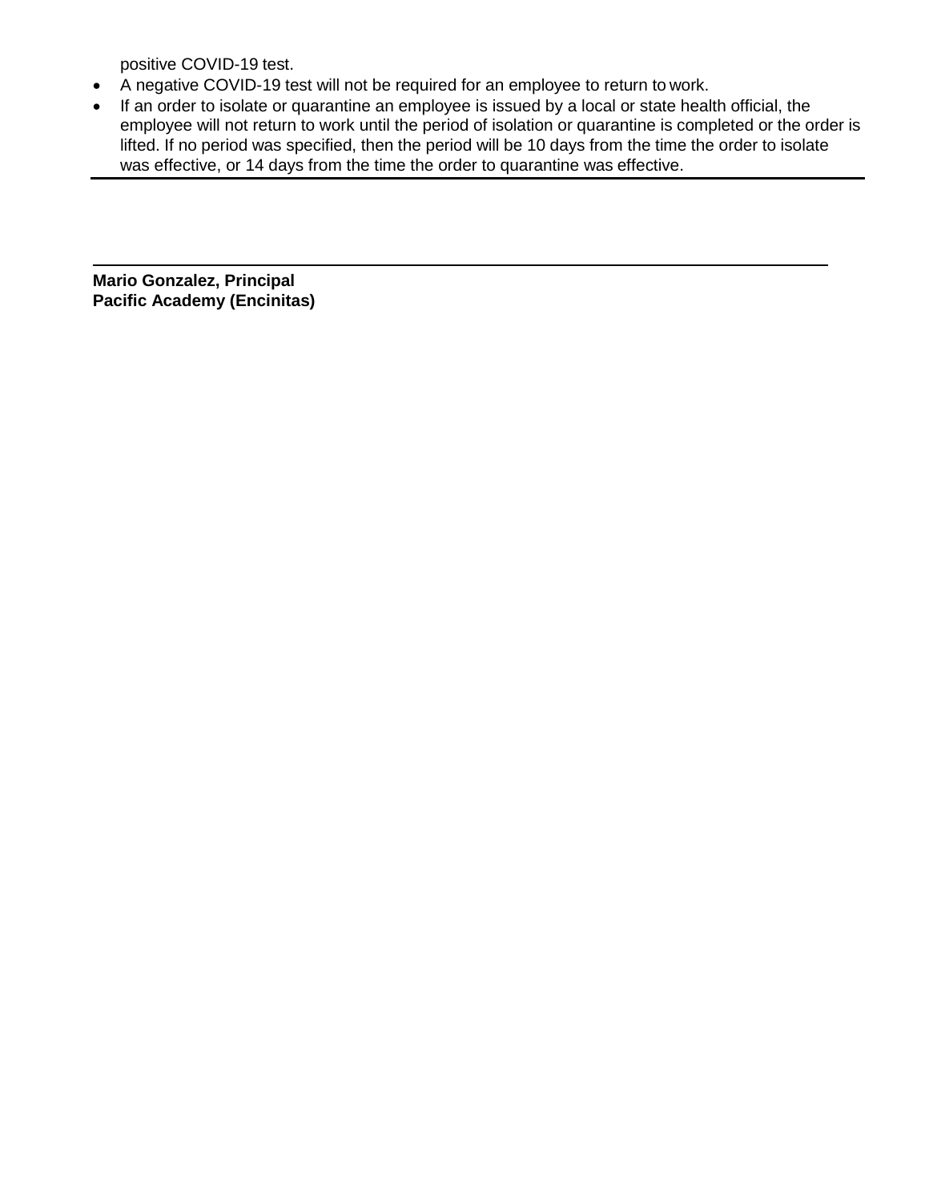positive COVID-19 test.

- A negative COVID-19 test will not be required for an employee to return to work.
- If an order to isolate or quarantine an employee is issued by a local or state health official, the employee will not return to work until the period of isolation or quarantine is completed or the order is lifted. If no period was specified, then the period will be 10 days from the time the order to isolate was effective, or 14 days from the time the order to quarantine was effective.

---

---

**Mario Gonzalez, Principal**
**Pacific Academy (Encinitas)**